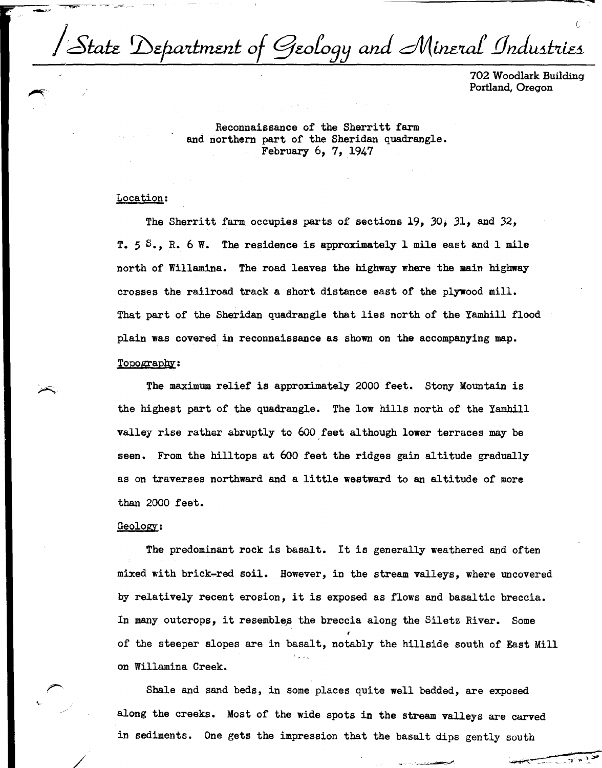# State Department of Geology and Mineral Industries

702 Woodlark Building
Portland, Oregon

Reconnaissance of the Sherritt farm
and northern part of the Sheridan quadrangle.
February 6, 7, 1947

## Location:

The Sherritt farm occupies parts of sections 19, 30, 31, and 32, T. 5 S., R. 6 W. The residence is approximately 1 mile east and 1 mile north of Willamina. The road leaves the highway where the main highway crosses the railroad track a short distance east of the plywood mill. That part of the Sheridan quadrangle that lies north of the Yamhill flood plain was covered in reconnaissance as shown on the accompanying map.

## Topography:

The maximum relief is approximately 2000 feet. Stony Mountain is the highest part of the quadrangle. The low hills north of the Yamhill valley rise rather abruptly to 600 feet although lower terraces may be seen. From the hilltops at 600 feet the ridges gain altitude gradually as on traverses northward and a little westward to an altitude of more than 2000 feet.

## Geology:

The predominant rock is basalt. It is generally weathered and often mixed with brick-red soil. However, in the stream valleys, where uncovered by relatively recent erosion, it is exposed as flows and basaltic breccia. In many outcrops, it resembles the breccia along the Siletz River. Some of the steeper slopes are in basalt, notably the hillside south of East Mill on Willamina Creek.

Shale and sand beds, in some places quite well bedded, are exposed along the creeks. Most of the wide spots in the stream valleys are carved in sediments. One gets the impression that the basalt dips gently south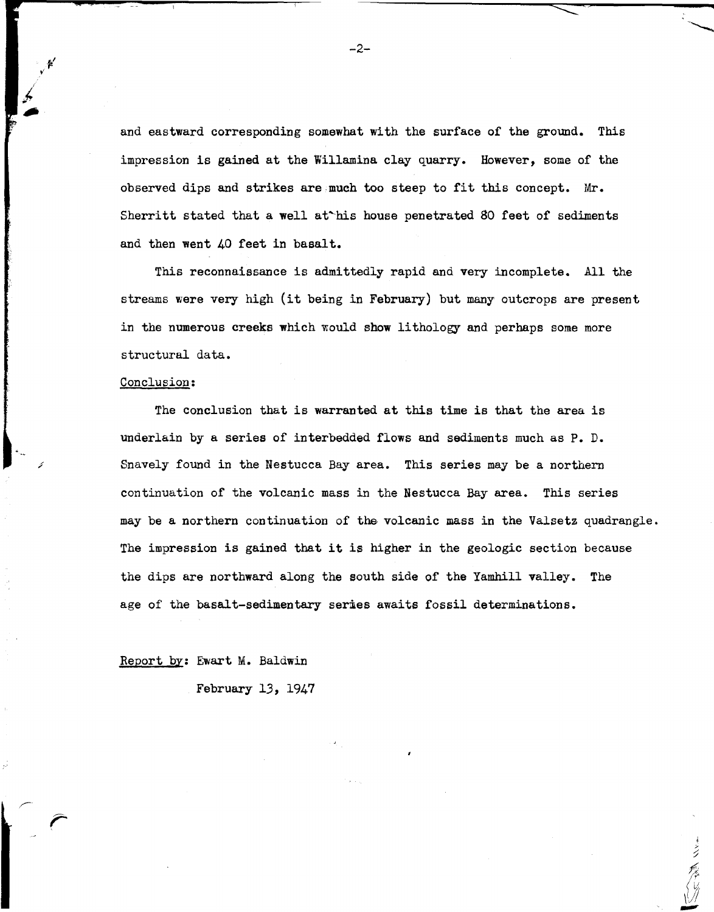and eastward corresponding somewhat with the surface of the ground. This impression is gained at the Willamina clay quarry. However, some of the observed dips and strikes are much too steep to fit this concept. Mr. Sherritt stated that a well at his house penetrated 80 feet of sediments and then went 40 feet in basalt.

This reconnaissance is admittedly rapid and very incomplete. All the streams were very high (it being in February) but many outcrops are present in the numerous creeks which would show lithology and perhaps some more structural data.

Conclusion:

The conclusion that is warranted at this time is that the area is underlain by a series of interbedded flows and sediments much as P. D. Snavely found in the Nestucca Bay area. This series may be a northern continuation of the volcanic mass in the Nestucca Bay area. This series may be a northern continuation of the volcanic mass in the Valsetz quadrangle. The impression is gained that it is higher in the geologic section because the dips are northward along the south side of the Yamhill valley. The age of the basalt-sedimentary series awaits fossil determinations.

Report by: Ewart M. Baldwin

February 13, 1947